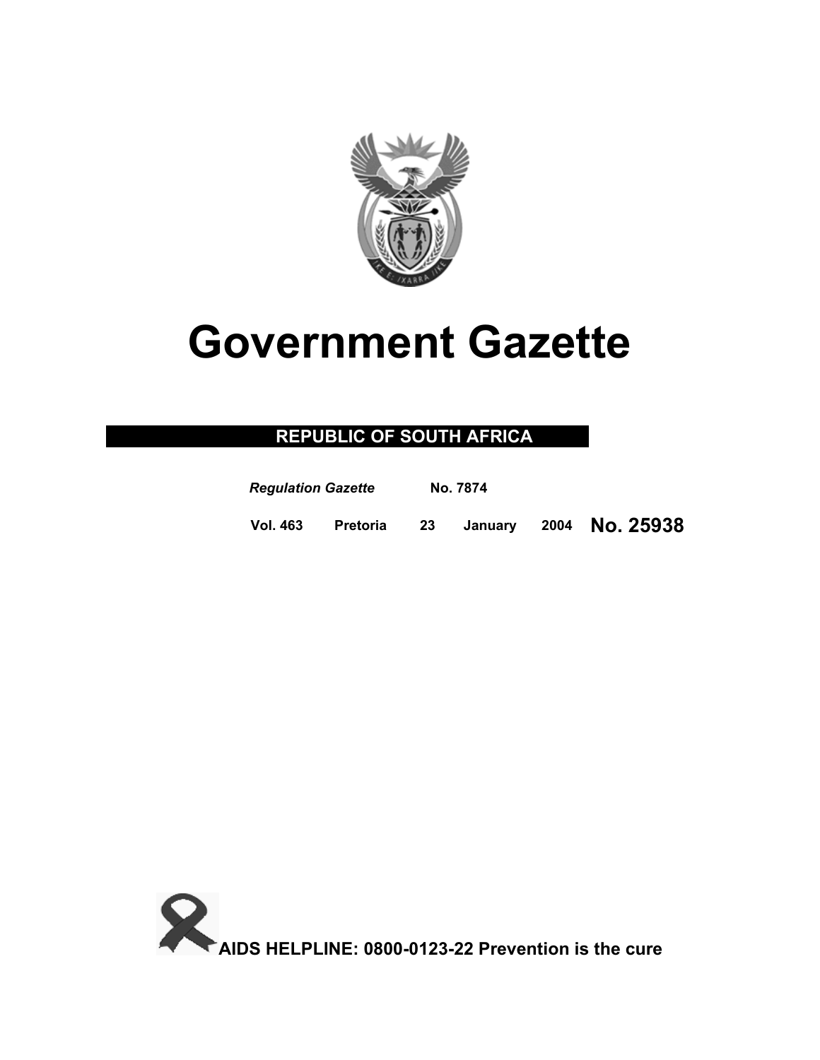# Government Gazette

**REPUBLIC OF SOUTH AFRICA**

***Regulation Gazette*** **No. 7874**

**Vol. 463 Pretoria 23 January 2004** **No. 25938**

**AIDS HELPLINE: 0800-0123-22 Prevention is the cure**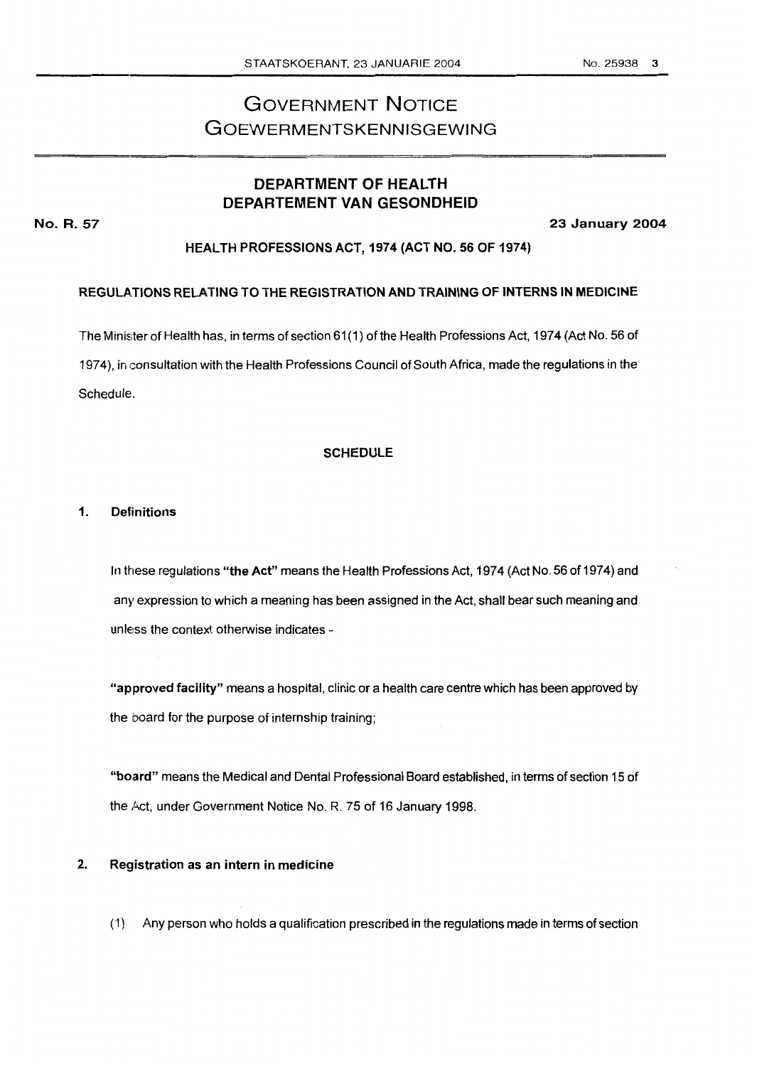# GOVERNMENT NOTICE
# GOEWERMENTSKENNISGEWING

## DEPARTMENT OF HEALTH
## DEPARTEMENT VAN GESONDHEID

**No. R. 57** **23 January 2004**

**HEALTH PROFESSIONS ACT, 1974 (ACT NO. 56 OF 1974)**

**REGULATIONS RELATING TO THE REGISTRATION AND TRAINING OF INTERNS IN MEDICINE**

The Minister of Health has, in terms of section 61(1) of the Health Professions Act, 1974 (Act No. 56 of 1974), in consultation with the Health Professions Council of South Africa, made the regulations in the Schedule.

**SCHEDULE**

**1. Definitions**

In these regulations **"the Act"** means the Health Professions Act, 1974 (Act No. 56 of 1974) and any expression to which a meaning has been assigned in the Act, shall bear such meaning and unless the context otherwise indicates -

**"approved facility"** means a hospital, clinic or a health care centre which has been approved by the board for the purpose of internship training;

**"board"** means the Medical and Dental Professional Board established, in terms of section 15 of the Act, under Government Notice No. R. 75 of 16 January 1998.

**2. Registration as an intern in medicine**

(1) Any person who holds a qualification prescribed in the regulations made in terms of section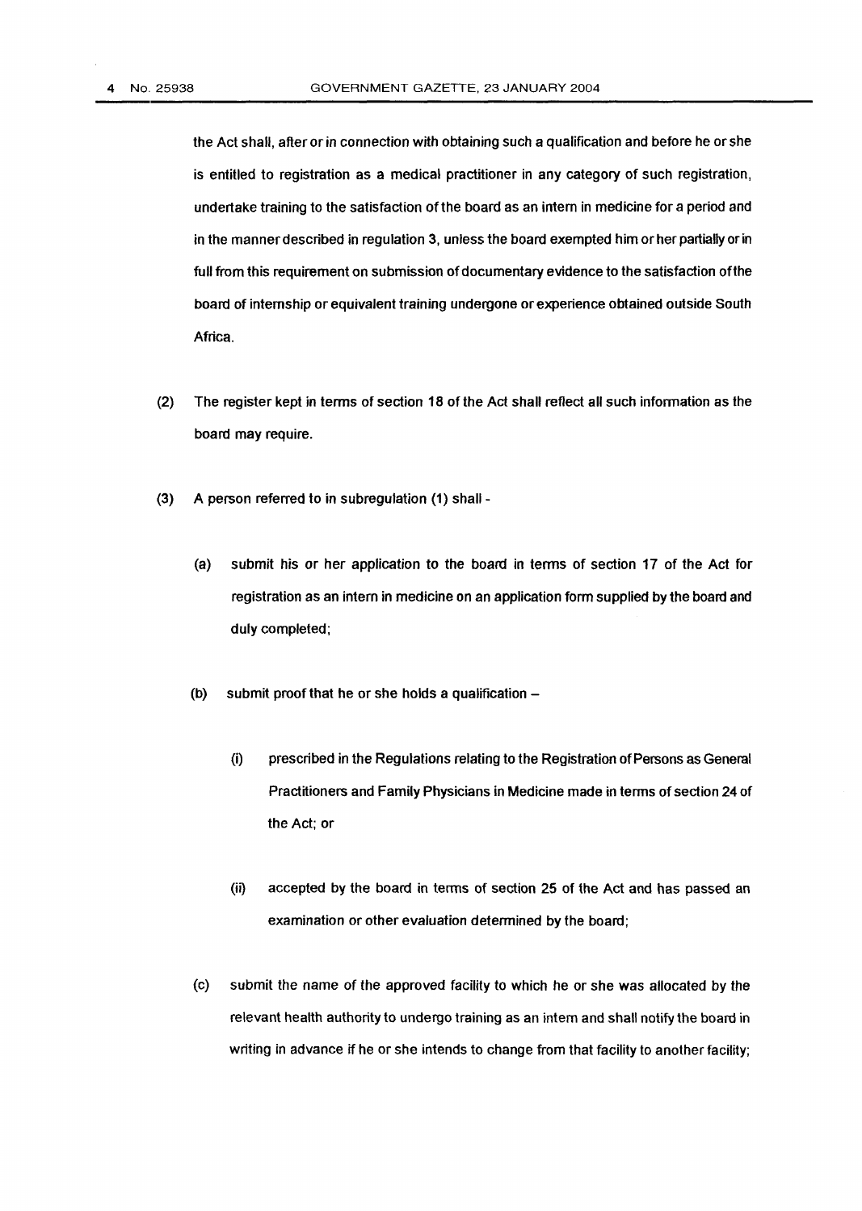the Act shall, after or in connection with obtaining such a qualification and before he or she is entitled to registration as a medical practitioner in any category of such registration, undertake training to the satisfaction of the board as an intern in medicine for a period and in the manner described in regulation 3, unless the board exempted him or her partially or in full from this requirement on submission of documentary evidence to the satisfaction of the board of internship or equivalent training undergone or experience obtained outside South Africa.

(2) The register kept in terms of section 18 of the Act shall reflect all such information as the board may require.

(3) A person referred to in subregulation (1) shall -

(a) submit his or her application to the board in terms of section 17 of the Act for registration as an intern in medicine on an application form supplied by the board and duly completed;

(b) submit proof that he or she holds a qualification –

(i) prescribed in the Regulations relating to the Registration of Persons as General Practitioners and Family Physicians in Medicine made in terms of section 24 of the Act; or

(ii) accepted by the board in terms of section 25 of the Act and has passed an examination or other evaluation determined by the board;

(c) submit the name of the approved facility to which he or she was allocated by the relevant health authority to undergo training as an intern and shall notify the board in writing in advance if he or she intends to change from that facility to another facility;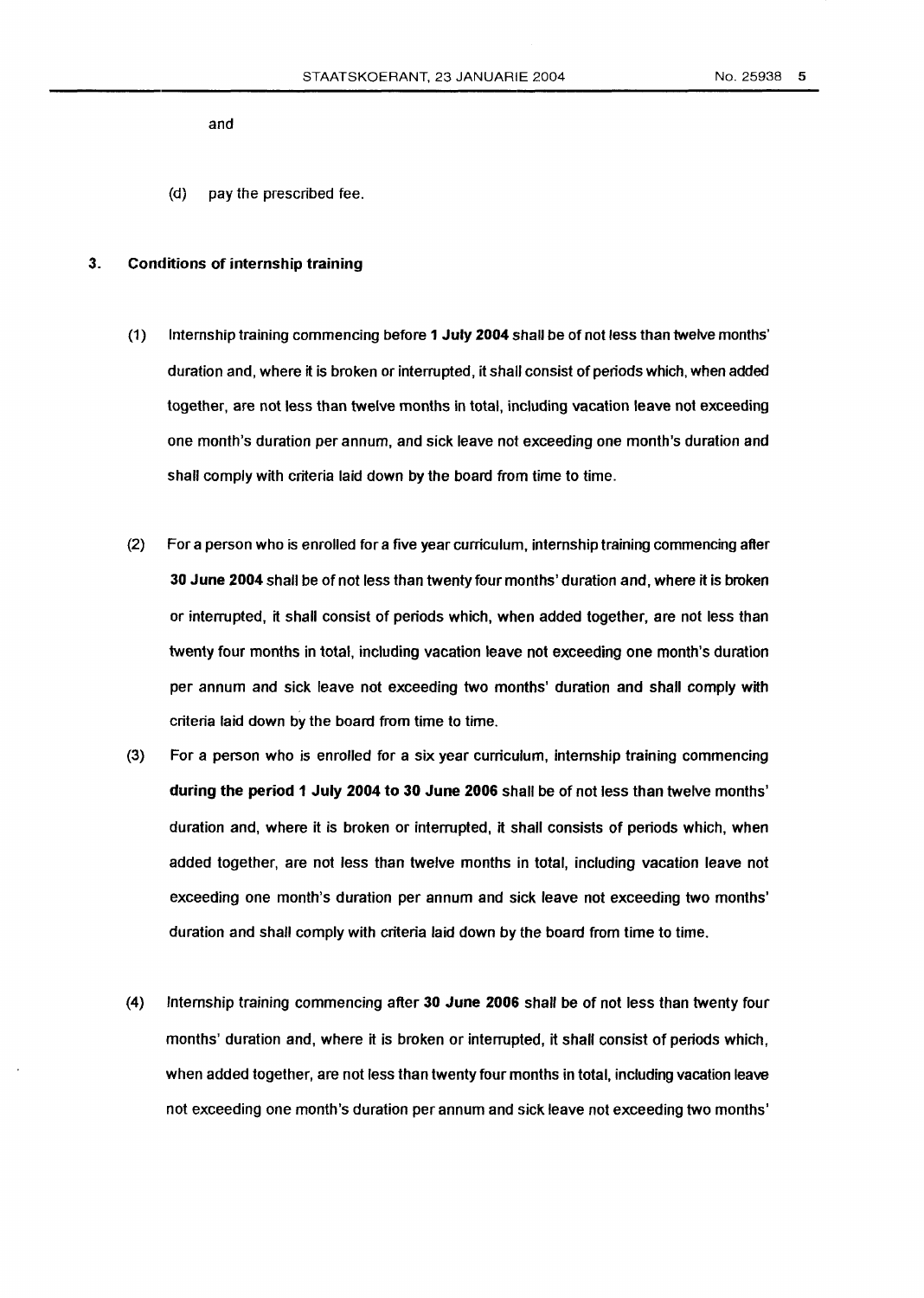and

(d) pay the prescribed fee.

### 3. Conditions of internship training

(1) Internship training commencing before **1 July 2004** shall be of not less than twelve months' duration and, where it is broken or interrupted, it shall consist of periods which, when added together, are not less than twelve months in total, including vacation leave not exceeding one month's duration per annum, and sick leave not exceeding one month's duration and shall comply with criteria laid down by the board from time to time.

(2) For a person who is enrolled for a five year curriculum, internship training commencing after **30 June 2004** shall be of not less than twenty four months' duration and, where it is broken or interrupted, it shall consist of periods which, when added together, are not less than twenty four months in total, including vacation leave not exceeding one month's duration per annum and sick leave not exceeding two months' duration and shall comply with criteria laid down by the board from time to time.

(3) For a person who is enrolled for a six year curriculum, internship training commencing **during the period 1 July 2004 to 30 June 2006** shall be of not less than twelve months' duration and, where it is broken or interrupted, it shall consists of periods which, when added together, are not less than twelve months in total, including vacation leave not exceeding one month's duration per annum and sick leave not exceeding two months' duration and shall comply with criteria laid down by the board from time to time.

(4) Internship training commencing after **30 June 2006** shall be of not less than twenty four months' duration and, where it is broken or interrupted, it shall consist of periods which, when added together, are not less than twenty four months in total, including vacation leave not exceeding one month's duration per annum and sick leave not exceeding two months'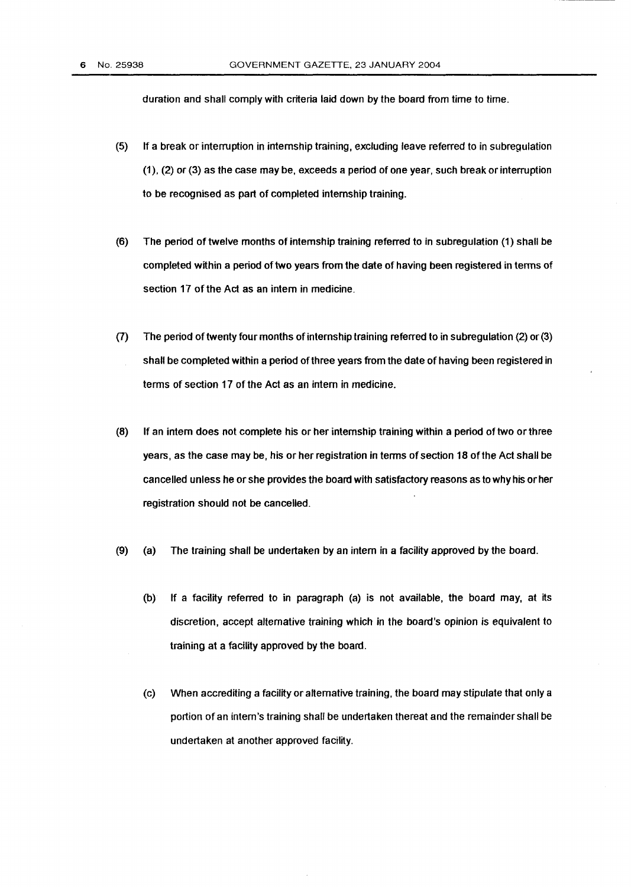duration and shall comply with criteria laid down by the board from time to time.

(5) If a break or interruption in internship training, excluding leave referred to in subregulation (1), (2) or (3) as the case may be, exceeds a period of one year, such break or interruption to be recognised as part of completed internship training.

(6) The period of twelve months of internship training referred to in subregulation (1) shall be completed within a period of two years from the date of having been registered in terms of section 17 of the Act as an intern in medicine.

(7) The period of twenty four months of internship training referred to in subregulation (2) or (3) shall be completed within a period of three years from the date of having been registered in terms of section 17 of the Act as an intern in medicine.

(8) If an intern does not complete his or her internship training within a period of two or three years, as the case may be, his or her registration in terms of section 18 of the Act shall be cancelled unless he or she provides the board with satisfactory reasons as to why his or her registration should not be cancelled.

(9) (a) The training shall be undertaken by an intern in a facility approved by the board.

(b) If a facility referred to in paragraph (a) is not available, the board may, at its discretion, accept alternative training which in the board's opinion is equivalent to training at a facility approved by the board.

(c) When accrediting a facility or alternative training, the board may stipulate that only a portion of an intern's training shall be undertaken thereat and the remainder shall be undertaken at another approved facility.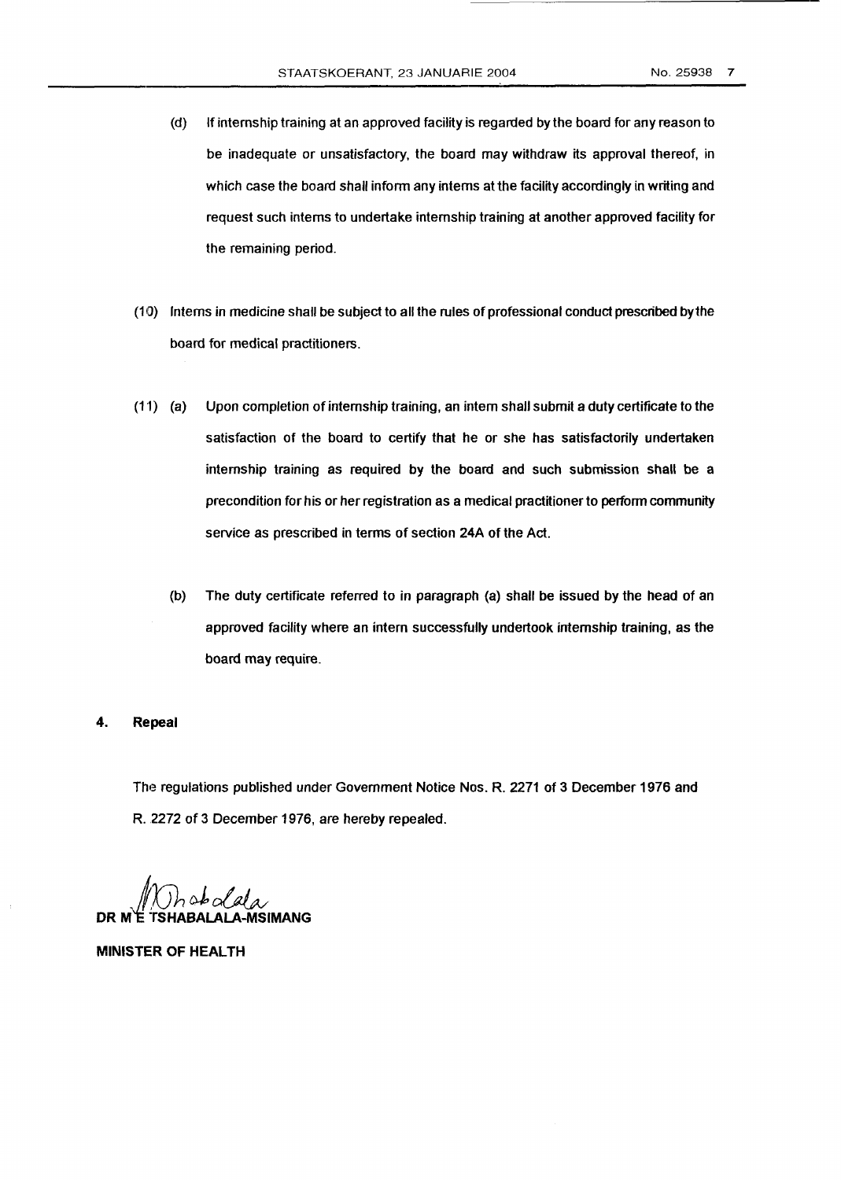(d) If internship training at an approved facility is regarded by the board for any reason to be inadequate or unsatisfactory, the board may withdraw its approval thereof, in which case the board shall inform any interns at the facility accordingly in writing and request such interns to undertake internship training at another approved facility for the remaining period.

(10) Interns in medicine shall be subject to all the rules of professional conduct prescribed by the board for medical practitioners.

(11) (a) Upon completion of internship training, an intern shall submit a duty certificate to the satisfaction of the board to certify that he or she has satisfactorily undertaken internship training as required by the board and such submission shall be a precondition for his or her registration as a medical practitioner to perform community service as prescribed in terms of section 24A of the Act.

(b) The duty certificate referred to in paragraph (a) shall be issued by the head of an approved facility where an intern successfully undertook internship training, as the board may require.

**4. Repeal**

The regulations published under Government Notice Nos. R. 2271 of 3 December 1976 and R. 2272 of 3 December 1976, are hereby repealed.

**DR M E TSHABALALA-MSIMANG**

**MINISTER OF HEALTH**